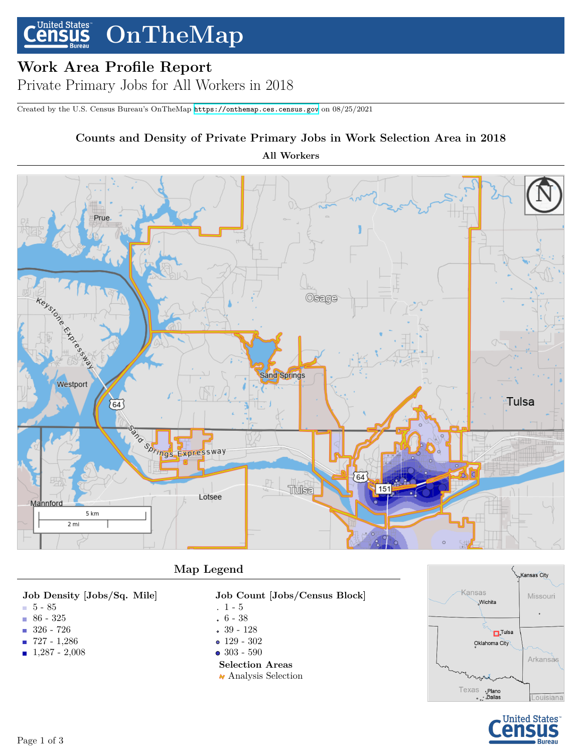# OnTheMap

## Work Area Profile Report

Private Primary Jobs for All Workers in 2018

Created by the U.S. Census Bureau's OnTheMap https://onthemap.ces.census.gov on 08/25/2021

### Counts and Density of Private Primary Jobs in Work Selection Area in 2018

**All Workers**

### Map Legend

**Job Density [Jobs/Sq. Mile]**
- 5 - 85
- 86 - 325
- 326 - 726
- 727 - 1,286
- 1,287 - 2,008

**Job Count [Jobs/Census Block]**
- 1 - 5
- 6 - 38
- 39 - 128
- 129 - 302
- 303 - 590

**Selection Areas**
- Analysis Selection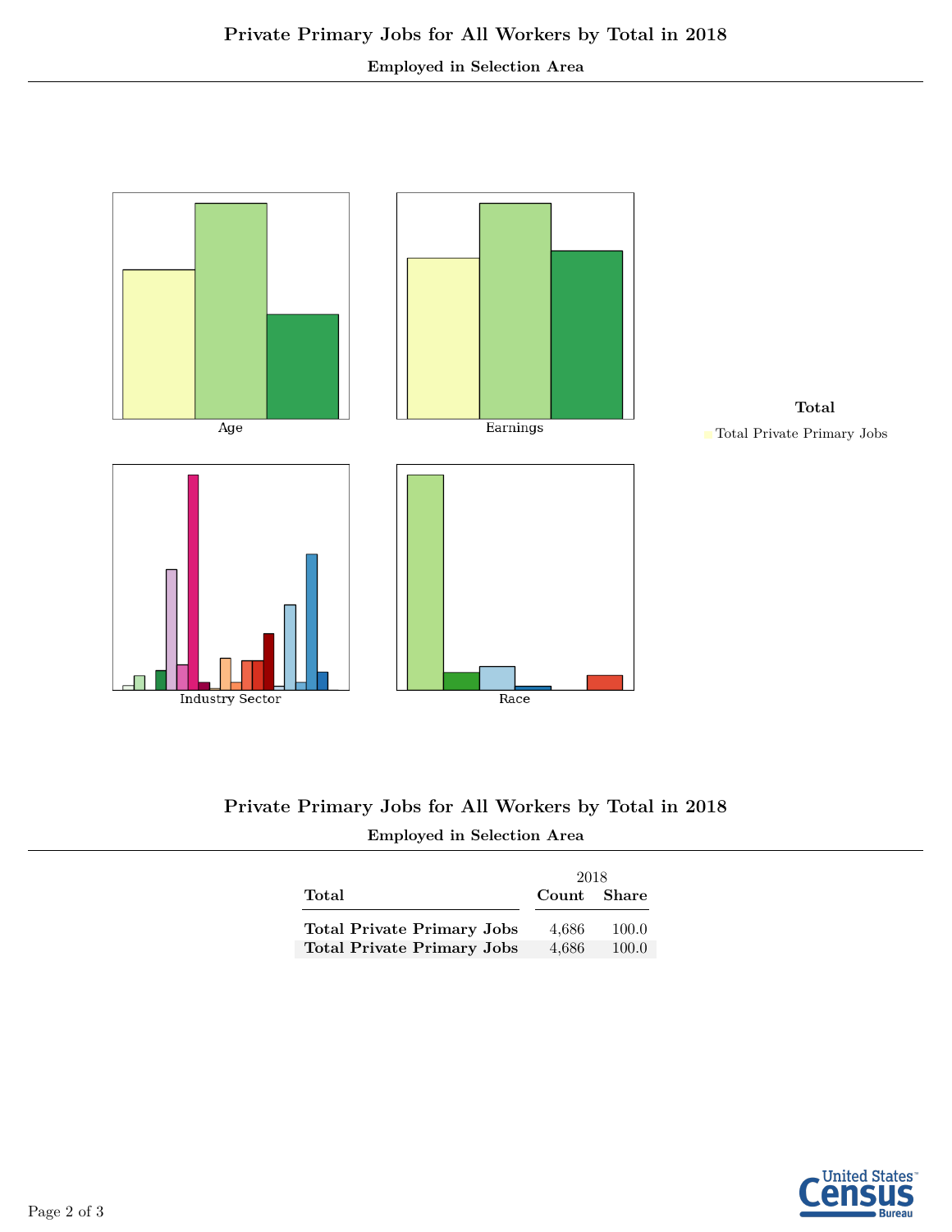## Private Primary Jobs for All Workers by Total in 2018

**Employed in Selection Area**

Age

Earnings

Industry Sector

Race

**Total**

Total Private Primary Jobs

## Private Primary Jobs for All Workers by Total in 2018

**Employed in Selection Area**

| | 2018 | |
|---|---|---|
| **Total** | **Count** | **Share** |
| **Total Private Primary Jobs** | 4,686 | 100.0 |
| **Total Private Primary Jobs** | 4,686 | 100.0 |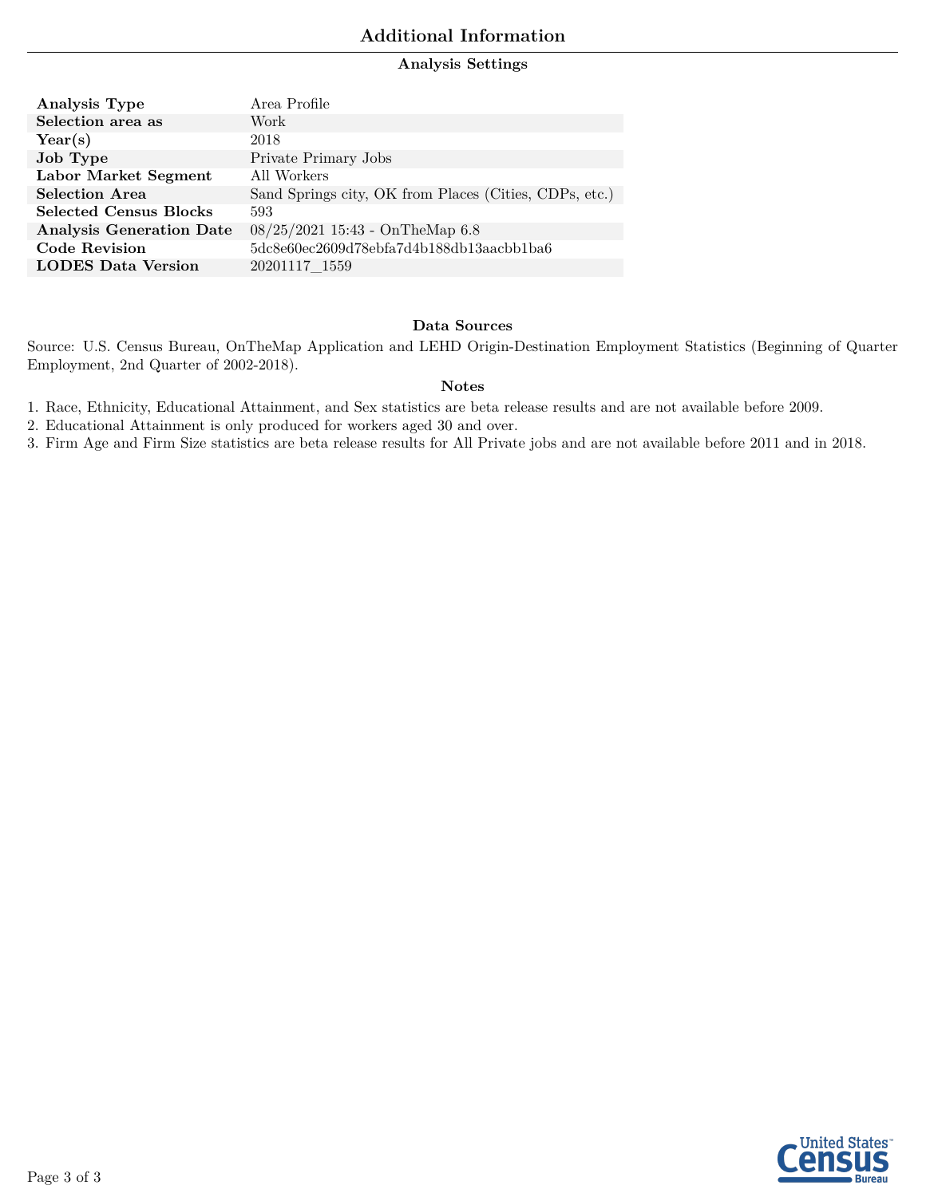# Additional Information

## Analysis Settings

| | |
|---|---|
| **Analysis Type** | Area Profile |
| **Selection area as** | Work |
| **Year(s)** | 2018 |
| **Job Type** | Private Primary Jobs |
| **Labor Market Segment** | All Workers |
| **Selection Area** | Sand Springs city, OK from Places (Cities, CDPs, etc.) |
| **Selected Census Blocks** | 593 |
| **Analysis Generation Date** | 08/25/2021 15:43 - OnTheMap 6.8 |
| **Code Revision** | 5dc8e60ec2609d78ebfa7d4b188db13aacbb1ba6 |
| **LODES Data Version** | 20201117_1559 |

### Data Sources

Source: U.S. Census Bureau, OnTheMap Application and LEHD Origin-Destination Employment Statistics (Beginning of Quarter Employment, 2nd Quarter of 2002-2018).

### Notes

1. Race, Ethnicity, Educational Attainment, and Sex statistics are beta release results and are not available before 2009.
2. Educational Attainment is only produced for workers aged 30 and over.
3. Firm Age and Firm Size statistics are beta release results for All Private jobs and are not available before 2011 and in 2018.